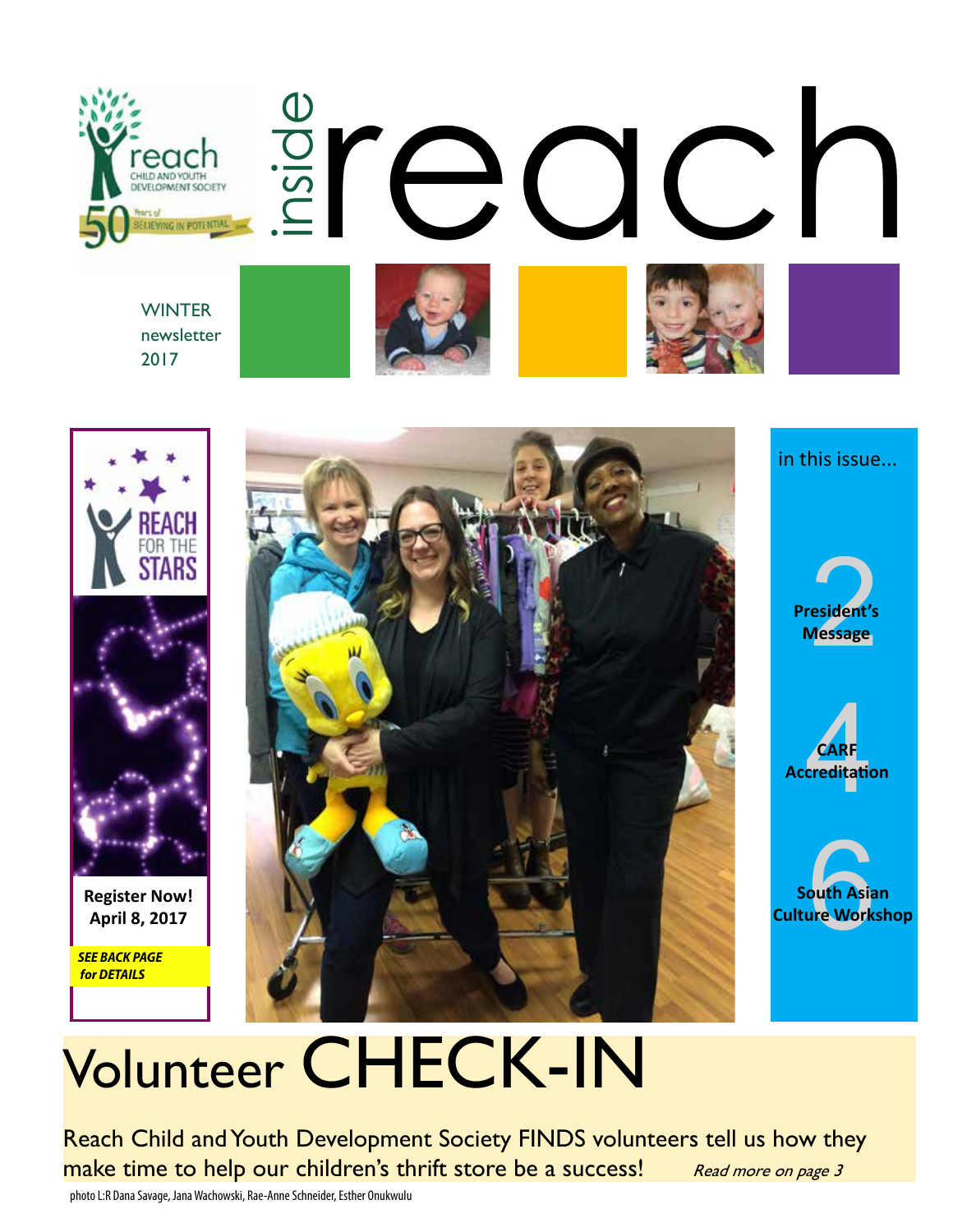# inside reach

reach CHILD AND YOUTH DEVELOPMENT SOCIETY

50 Years of BELIEVING IN POTENTIAL

WINTER
newsletter
2017

**REACH FOR THE STARS**

**Register Now!**
**April 8, 2017**

***SEE BACK PAGE for DETAILS***

in this issue...

**2** President's Message

**4** CARF Accreditation

**6** South Asian Culture Workshop

# Volunteer CHECK-IN

Reach Child and Youth Development Society FINDS volunteers tell us how they make time to help our children's thrift store be a success! *Read more on page 3*

photo L:R Dana Savage, Jana Wachowski, Rae-Anne Schneider, Esther Onukwulu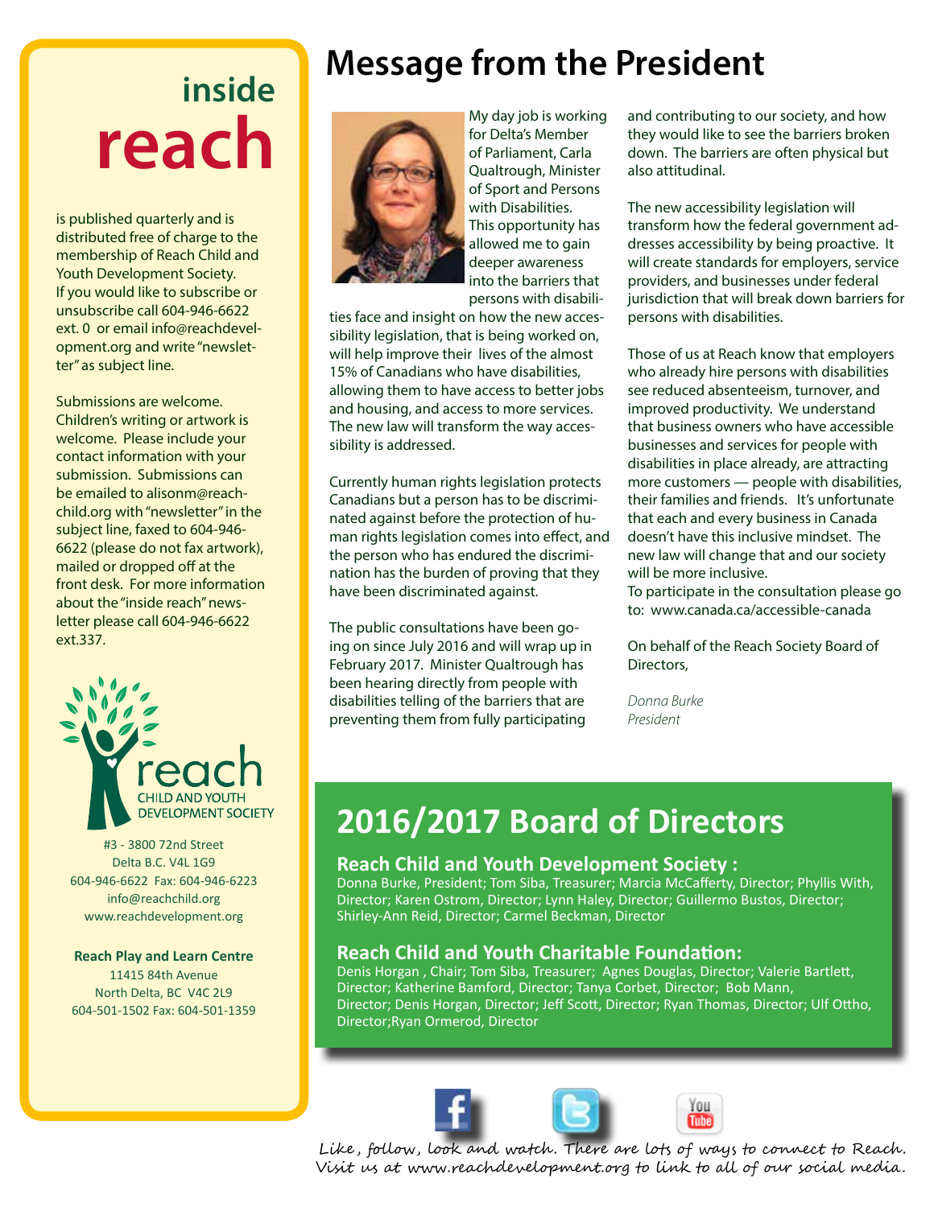# inside reach

is published quarterly and is distributed free of charge to the membership of Reach Child and Youth Development Society. If you would like to subscribe or unsubscribe call 604-946-6622 ext. 0 or email info@reachdevelopment.org and write "newsletter" as subject line.

Submissions are welcome. Children's writing or artwork is welcome. Please include your contact information with your submission. Submissions can be emailed to alisonm@reachchild.org with "newsletter" in the subject line, faxed to 604-946-6622 (please do not fax artwork), mailed or dropped off at the front desk. For more information about the "inside reach" newsletter please call 604-946-6622 ext.337.

reach
CHILD AND YOUTH DEVELOPMENT SOCIETY

#3 - 3800 72nd Street
Delta B.C. V4L 1G9
604-946-6622 Fax: 604-946-6223
info@reachchild.org
www.reachdevelopment.org

**Reach Play and Learn Centre**
11415 84th Avenue
North Delta, BC V4C 2L9
604-501-1502 Fax: 604-501-1359

# Message from the President

My day job is working for Delta's Member of Parliament, Carla Qualtrough, Minister of Sport and Persons with Disabilities. This opportunity has allowed me to gain deeper awareness into the barriers that persons with disabilities face and insight on how the new accessibility legislation, that is being worked on, will help improve their lives of the almost 15% of Canadians who have disabilities, allowing them to have access to better jobs and housing, and access to more services. The new law will transform the way accessibility is addressed.

Currently human rights legislation protects Canadians but a person has to be discriminated against before the protection of human rights legislation comes into effect, and the person who has endured the discrimination has the burden of proving that they have been discriminated against.

The public consultations have been going on since July 2016 and will wrap up in February 2017. Minister Qualtrough has been hearing directly from people with disabilities telling of the barriers that are preventing them from fully participating and contributing to our society, and how they would like to see the barriers broken down. The barriers are often physical but also attitudinal.

The new accessibility legislation will transform how the federal government addresses accessibility by being proactive. It will create standards for employers, service providers, and businesses under federal jurisdiction that will break down barriers for persons with disabilities.

Those of us at Reach know that employers who already hire persons with disabilities see reduced absenteeism, turnover, and improved productivity. We understand that business owners who have accessible businesses and services for people with disabilities in place already, are attracting more customers — people with disabilities, their families and friends. It's unfortunate that each and every business in Canada doesn't have this inclusive mindset. The new law will change that and our society will be more inclusive.
To participate in the consultation please go to: www.canada.ca/accessible-canada

On behalf of the Reach Society Board of Directors,

*Donna Burke*
*President*

# 2016/2017 Board of Directors

## Reach Child and Youth Development Society :

Donna Burke, President; Tom Siba, Treasurer; Marcia McCafferty, Director; Phyllis With, Director; Karen Ostrom, Director; Lynn Haley, Director; Guillermo Bustos, Director; Shirley-Ann Reid, Director; Carmel Beckman, Director

## Reach Child and Youth Charitable Foundation:

Denis Horgan , Chair; Tom Siba, Treasurer; Agnes Douglas, Director; Valerie Bartlett, Director; Katherine Bamford, Director; Tanya Corbet, Director; Bob Mann, Director; Denis Horgan, Director; Jeff Scott, Director; Ryan Thomas, Director; Ulf Ottho, Director;Ryan Ormerod, Director

Like, follow, look and watch. There are lots of ways to connect to Reach. Visit us at www.reachdevelopment.org to link to all of our social media.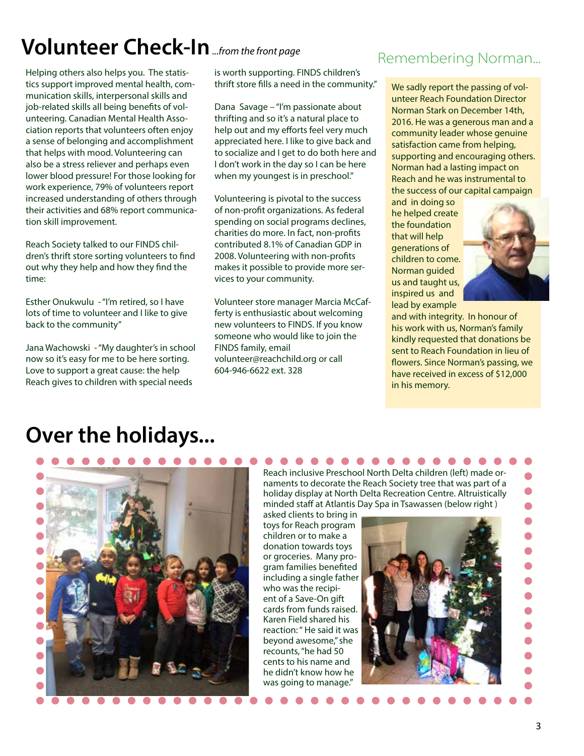# Volunteer Check-In *...from the front page*

Helping others also helps you. The statistics support improved mental health, communication skills, interpersonal skills and job-related skills all being benefits of volunteering. Canadian Mental Health Association reports that volunteers often enjoy a sense of belonging and accomplishment that helps with mood. Volunteering can also be a stress reliever and perhaps even lower blood pressure! For those looking for work experience, 79% of volunteers report increased understanding of others through their activities and 68% report communication skill improvement.

Reach Society talked to our FINDS children's thrift store sorting volunteers to find out why they help and how they find the time:

Esther Onukwulu - "I'm retired, so I have lots of time to volunteer and I like to give back to the community"

Jana Wachowski - "My daughter's in school now so it's easy for me to be here sorting. Love to support a great cause: the help Reach gives to children with special needs is worth supporting. FINDS children's thrift store fills a need in the community."

Dana Savage – "I'm passionate about thrifting and so it's a natural place to help out and my efforts feel very much appreciated here. I like to give back and to socialize and I get to do both here and I don't work in the day so I can be here when my youngest is in preschool."

Volunteering is pivotal to the success of non-profit organizations. As federal spending on social programs declines, charities do more. In fact, non-profits contributed 8.1% of Canadian GDP in 2008. Volunteering with non-profits makes it possible to provide more services to your community.

Volunteer store manager Marcia McCafferty is enthusiastic about welcoming new volunteers to FINDS. If you know someone who would like to join the FINDS family, email volunteer@reachchild.org or call 604-946-6622 ext. 328

## Remembering Norman...

We sadly report the passing of volunteer Reach Foundation Director Norman Stark on December 14th, 2016. He was a generous man and a community leader whose genuine satisfaction came from helping, supporting and encouraging others. Norman had a lasting impact on Reach and he was instrumental to the success of our capital campaign and in doing so he helped create the foundation that will help generations of children to come. Norman guided us and taught us, inspired us and lead by example and with integrity. In honour of his work with us, Norman's family kindly requested that donations be sent to Reach Foundation in lieu of flowers. Since Norman's passing, we have received in excess of $12,000 in his memory.

# Over the holidays...

Reach inclusive Preschool North Delta children (left) made ornaments to decorate the Reach Society tree that was part of a holiday display at North Delta Recreation Centre. Altruistically minded staff at Atlantis Day Spa in Tsawassen (below right) asked clients to bring in toys for Reach program children or to make a donation towards toys or groceries. Many program families benefited including a single father who was the recipient of a Save-On gift cards from funds raised. Karen Field shared his reaction: " He said it was beyond awesome," she recounts, "he had 50 cents to his name and he didn't know how he was going to manage."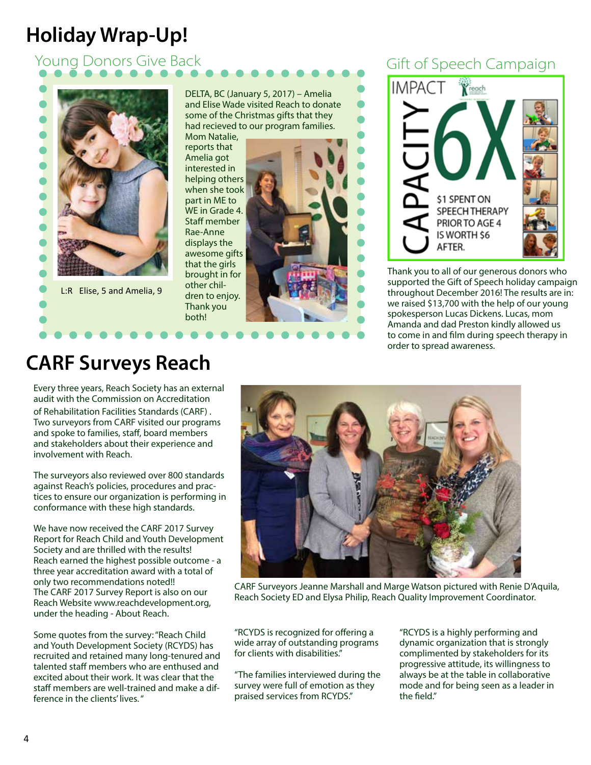# Holiday Wrap-Up!

## Young Donors Give Back

L:R Elise, 5 and Amelia, 9

DELTA, BC (January 5, 2017) – Amelia and Elise Wade visited Reach to donate some of the Christmas gifts that they had recieved to our program families. Mom Natalie, reports that Amelia got interested in helping others when she took part in ME to WE in Grade 4. Staff member Rae-Anne displays the awesome gifts that the girls brought in for other children to enjoy. Thank you both!

## Gift of Speech Campaign

IMPACT CAPACITY 6X

$1 SPENT ON SPEECH THERAPY PRIOR TO AGE 4 IS WORTH $6 AFTER.

Thank you to all of our generous donors who supported the Gift of Speech holiday campaign throughout December 2016! The results are in: we raised $13,700 with the help of our young spokesperson Lucas Dickens. Lucas, mom Amanda and dad Preston kindly allowed us to come in and film during speech therapy in order to spread awareness.

# CARF Surveys Reach

Every three years, Reach Society has an external audit with the Commission on Accreditation of Rehabilitation Facilities Standards (CARF) . Two surveyors from CARF visited our programs and spoke to families, staff, board members and stakeholders about their experience and involvement with Reach.

The surveyors also reviewed over 800 standards against Reach's policies, procedures and practices to ensure our organization is performing in conformance with these high standards.

We have now received the CARF 2017 Survey Report for Reach Child and Youth Development Society and are thrilled with the results! Reach earned the highest possible outcome - a three year accreditation award with a total of only two recommendations noted!! The CARF 2017 Survey Report is also on our Reach Website www.reachdevelopment.org, under the heading - About Reach.

Some quotes from the survey: "Reach Child and Youth Development Society (RCYDS) has recruited and retained many long-tenured and talented staff members who are enthused and excited about their work. It was clear that the staff members are well-trained and make a difference in the clients' lives. "

CARF Surveyors Jeanne Marshall and Marge Watson pictured with Renie D'Aquila, Reach Society ED and Elysa Philip, Reach Quality Improvement Coordinator.

"RCYDS is recognized for offering a wide array of outstanding programs for clients with disabilities."

"The families interviewed during the survey were full of emotion as they praised services from RCYDS."

"RCYDS is a highly performing and dynamic organization that is strongly complimented by stakeholders for its progressive attitude, its willingness to always be at the table in collaborative mode and for being seen as a leader in the field."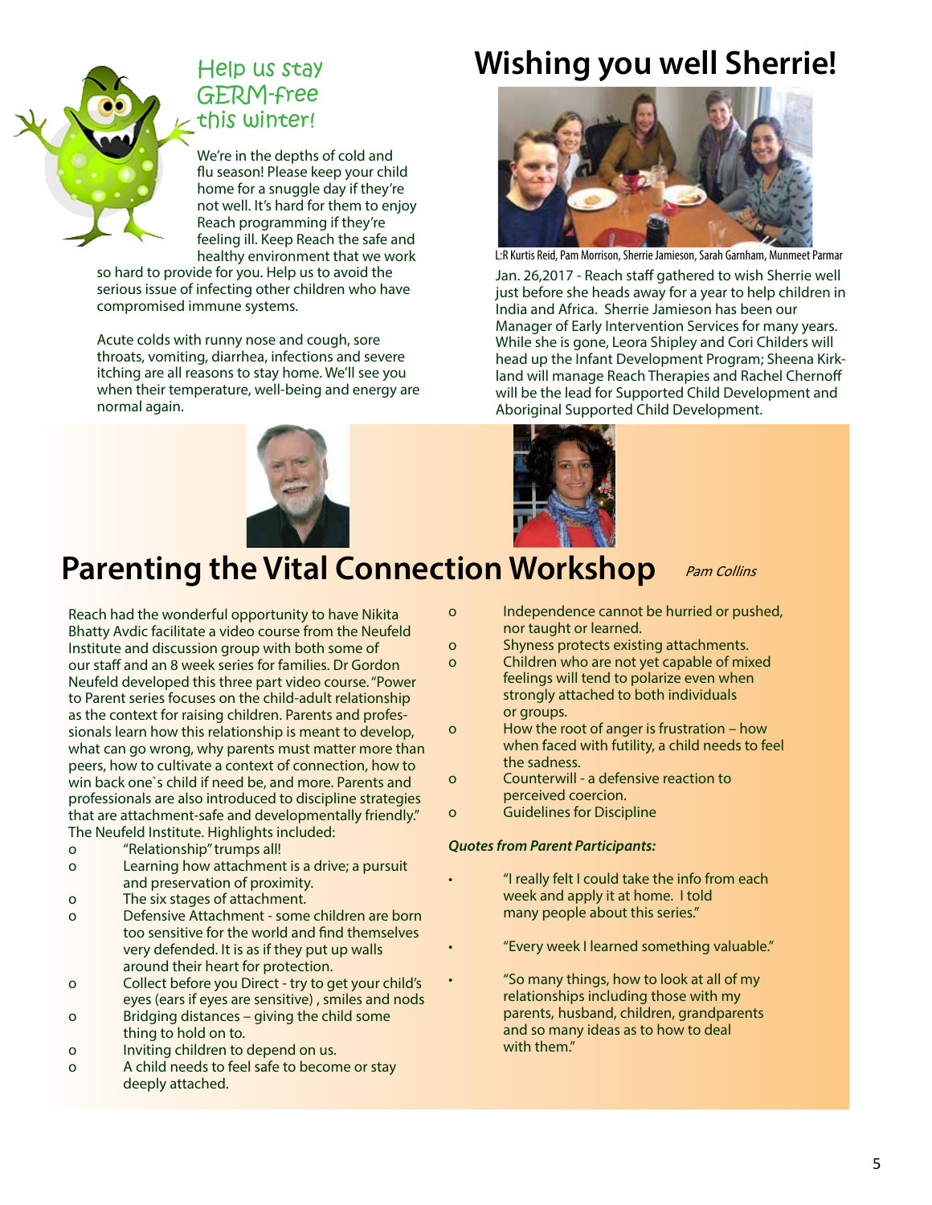## Help us stay GERM-free this winter!

We're in the depths of cold and flu season! Please keep your child home for a snuggle day if they're not well. It's hard for them to enjoy Reach programming if they're feeling ill. Keep Reach the safe and healthy environment that we work so hard to provide for you. Help us to avoid the serious issue of infecting other children who have compromised immune systems.

Acute colds with runny nose and cough, sore throats, vomiting, diarrhea, infections and severe itching are all reasons to stay home. We'll see you when their temperature, well-being and energy are normal again.

# Wishing you well Sherrie!

L:R Kurtis Reid, Pam Morrison, Sherrie Jamieson, Sarah Garnham, Munmeet Parmar

Jan. 26,2017 - Reach staff gathered to wish Sherrie well just before she heads away for a year to help children in India and Africa. Sherrie Jamieson has been our Manager of Early Intervention Services for many years. While she is gone, Leora Shipley and Cori Childers will head up the Infant Development Program; Sheena Kirkland will manage Reach Therapies and Rachel Chernoff will be the lead for Supported Child Development and Aboriginal Supported Child Development.

# Parenting the Vital Connection Workshop

*Pam Collins*

Reach had the wonderful opportunity to have Nikita Bhatty Avdic facilitate a video course from the Neufeld Institute and discussion group with both some of our staff and an 8 week series for families. Dr Gordon Neufeld developed this three part video course. "Power to Parent series focuses on the child-adult relationship as the context for raising children. Parents and professionals learn how this relationship is meant to develop, what can go wrong, why parents must matter more than peers, how to cultivate a context of connection, how to win back one`s child if need be, and more. Parents and professionals are also introduced to discipline strategies that are attachment-safe and developmentally friendly." The Neufeld Institute. Highlights included:

- "Relationship" trumps all!
- Learning how attachment is a drive; a pursuit and preservation of proximity.
- The six stages of attachment.
- Defensive Attachment - some children are born too sensitive for the world and find themselves very defended. It is as if they put up walls around their heart for protection.
- Collect before you Direct - try to get your child's eyes (ears if eyes are sensitive) , smiles and nods
- Bridging distances – giving the child some thing to hold on to.
- Inviting children to depend on us.
- A child needs to feel safe to become or stay deeply attached.
- Independence cannot be hurried or pushed, nor taught or learned.
- Shyness protects existing attachments.
- Children who are not yet capable of mixed feelings will tend to polarize even when strongly attached to both individuals or groups.
- How the root of anger is frustration – how when faced with futility, a child needs to feel the sadness.
- Counterwill - a defensive reaction to perceived coercion.
- Guidelines for Discipline

***Quotes from Parent Participants:***

- "I really felt I could take the info from each week and apply it at home. I told many people about this series."
- "Every week I learned something valuable."
- "So many things, how to look at all of my relationships including those with my parents, husband, children, grandparents and so many ideas as to how to deal with them."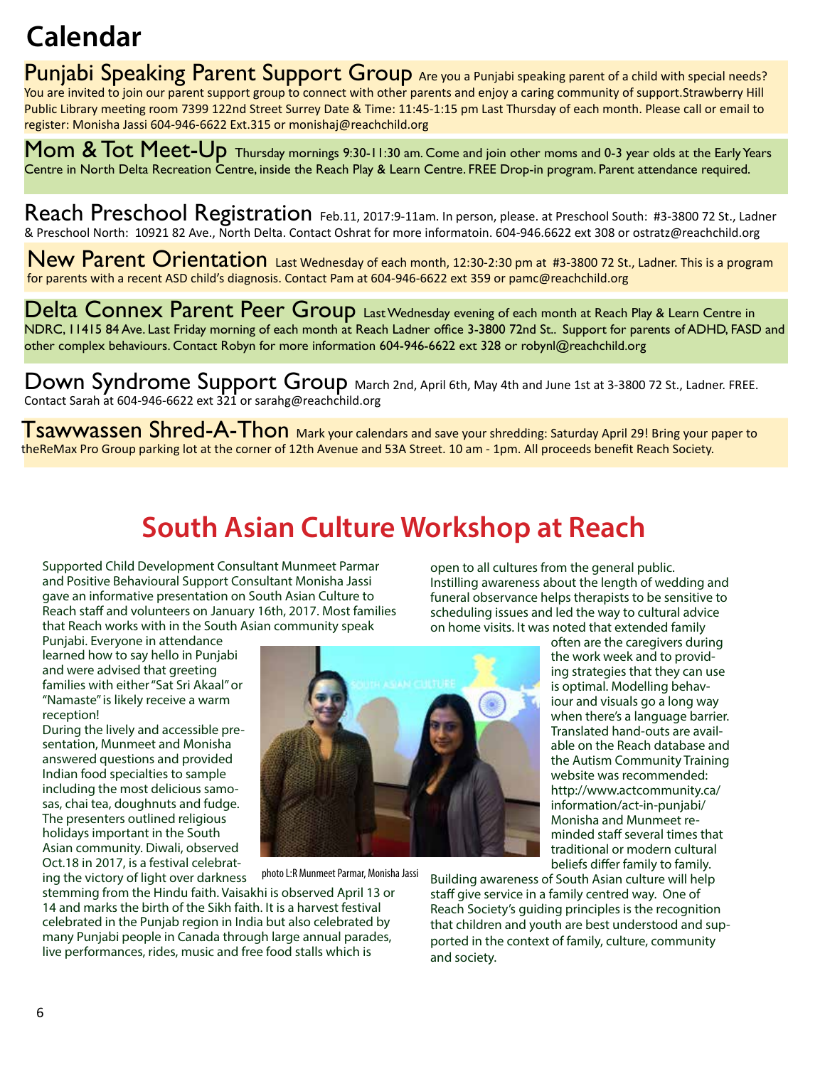# Calendar

**Punjabi Speaking Parent Support Group** Are you a Punjabi speaking parent of a child with special needs? You are invited to join our parent support group to connect with other parents and enjoy a caring community of support.Strawberry Hill Public Library meeting room 7399 122nd Street Surrey Date & Time: 11:45-1:15 pm Last Thursday of each month. Please call or email to register: Monisha Jassi 604-946-6622 Ext.315 or monishaj@reachchild.org

**Mom & Tot Meet-Up** Thursday mornings 9:30-11:30 am. Come and join other moms and 0-3 year olds at the Early Years Centre in North Delta Recreation Centre, inside the Reach Play & Learn Centre. FREE Drop-in program. Parent attendance required.

**Reach Preschool Registration** Feb.11, 2017:9-11am. In person, please. at Preschool South: #3-3800 72 St., Ladner & Preschool North: 10921 82 Ave., North Delta. Contact Oshrat for more informatoin. 604-946.6622 ext 308 or ostratz@reachchild.org

**New Parent Orientation** Last Wednesday of each month, 12:30-2:30 pm at #3-3800 72 St., Ladner. This is a program for parents with a recent ASD child's diagnosis. Contact Pam at 604-946-6622 ext 359 or pamc@reachchild.org

**Delta Connex Parent Peer Group** Last Wednesday evening of each month at Reach Play & Learn Centre in NDRC, 11415 84 Ave. Last Friday morning of each month at Reach Ladner office 3-3800 72nd St.. Support for parents of ADHD, FASD and other complex behaviours. Contact Robyn for more information 604-946-6622 ext 328 or robynl@reachchild.org

**Down Syndrome Support Group** March 2nd, April 6th, May 4th and June 1st at 3-3800 72 St., Ladner. FREE. Contact Sarah at 604-946-6622 ext 321 or sarahg@reachchild.org

**Tsawwassen Shred-A-Thon** Mark your calendars and save your shredding: Saturday April 29! Bring your paper to theReMax Pro Group parking lot at the corner of 12th Avenue and 53A Street. 10 am - 1pm. All proceeds benefit Reach Society.

# South Asian Culture Workshop at Reach

Supported Child Development Consultant Munmeet Parmar and Positive Behavioural Support Consultant Monisha Jassi gave an informative presentation on South Asian Culture to Reach staff and volunteers on January 16th, 2017. Most families that Reach works with in the South Asian community speak Punjabi. Everyone in attendance learned how to say hello in Punjabi and were advised that greeting families with either "Sat Sri Akaal" or "Namaste" is likely receive a warm reception!

During the lively and accessible presentation, Munmeet and Monisha answered questions and provided Indian food specialties to sample including the most delicious samosas, chai tea, doughnuts and fudge. The presenters outlined religious holidays important in the South Asian community. Diwali, observed Oct.18 in 2017, is a festival celebrating the victory of light over darkness stemming from the Hindu faith. Vaisakhi is observed April 13 or 14 and marks the birth of the Sikh faith. It is a harvest festival celebrated in the Punjab region in India but also celebrated by many Punjabi people in Canada through large annual parades, live performances, rides, music and free food stalls which is open to all cultures from the general public. Instilling awareness about the length of wedding and funeral observance helps therapists to be sensitive to scheduling issues and led the way to cultural advice on home visits. It was noted that extended family often are the caregivers during the work week and to providing strategies that they can use is optimal. Modelling behaviour and visuals go a long way when there's a language barrier. Translated hand-outs are available on the Reach database and the Autism Community Training website was recommended: http://www.actcommunity.ca/information/act-in-punjabi/ Monisha and Munmeet reminded staff several times that traditional or modern cultural beliefs differ family to family.

photo L:R Munmeet Parmar, Monisha Jassi

Building awareness of South Asian culture will help staff give service in a family centred way. One of Reach Society's guiding principles is the recognition that children and youth are best understood and supported in the context of family, culture, community and society.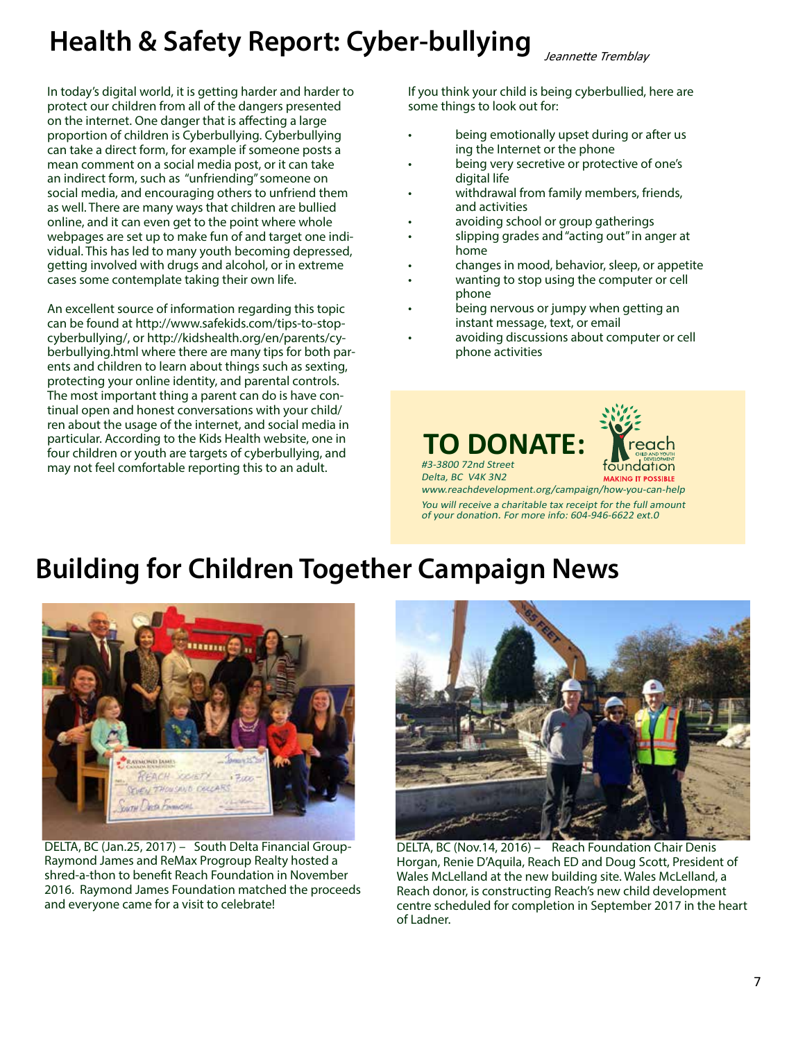# Health & Safety Report: Cyber-bullying

*Jeannette Tremblay*

In today's digital world, it is getting harder and harder to protect our children from all of the dangers presented on the internet. One danger that is affecting a large proportion of children is Cyberbullying. Cyberbullying can take a direct form, for example if someone posts a mean comment on a social media post, or it can take an indirect form, such as "unfriending" someone on social media, and encouraging others to unfriend them as well. There are many ways that children are bullied online, and it can even get to the point where whole webpages are set up to make fun of and target one individual. This has led to many youth becoming depressed, getting involved with drugs and alcohol, or in extreme cases some contemplate taking their own life.

An excellent source of information regarding this topic can be found at http://www.safekids.com/tips-to-stop-cyberbullying/, or http://kidshealth.org/en/parents/cyberbullying.html where there are many tips for both parents and children to learn about things such as sexting, protecting your online identity, and parental controls. The most important thing a parent can do is have continual open and honest conversations with your child/ren about the usage of the internet, and social media in particular. According to the Kids Health website, one in four children or youth are targets of cyberbullying, and may not feel comfortable reporting this to an adult.

If you think your child is being cyberbullied, here are some things to look out for:

- being emotionally upset during or after using the Internet or the phone
- being very secretive or protective of one's digital life
- withdrawal from family members, friends, and activities
- avoiding school or group gatherings
- slipping grades and "acting out" in anger at home
- changes in mood, behavior, sleep, or appetite
- wanting to stop using the computer or cell phone
- being nervous or jumpy when getting an instant message, text, or email
- avoiding discussions about computer or cell phone activities

**TO DONATE:**

reach foundation – CHILD AND YOUTH DEVELOPMENT – MAKING IT POSSIBLE

*#3-3800 72nd Street*
*Delta, BC V4K 3N2*
*www.reachdevelopment.org/campaign/how-you-can-help*

*You will receive a charitable tax receipt for the full amount of your donation. For more info: 604-946-6622 ext.0*

# Building for Children Together Campaign News

DELTA, BC (Jan.25, 2017) – South Delta Financial Group-Raymond James and ReMax Progroup Realty hosted a shred-a-thon to benefit Reach Foundation in November 2016. Raymond James Foundation matched the proceeds and everyone came for a visit to celebrate!

DELTA, BC (Nov.14, 2016) – Reach Foundation Chair Denis Horgan, Renie D'Aquila, Reach ED and Doug Scott, President of Wales McLelland at the new building site. Wales McLelland, a Reach donor, is constructing Reach's new child development centre scheduled for completion in September 2017 in the heart of Ladner.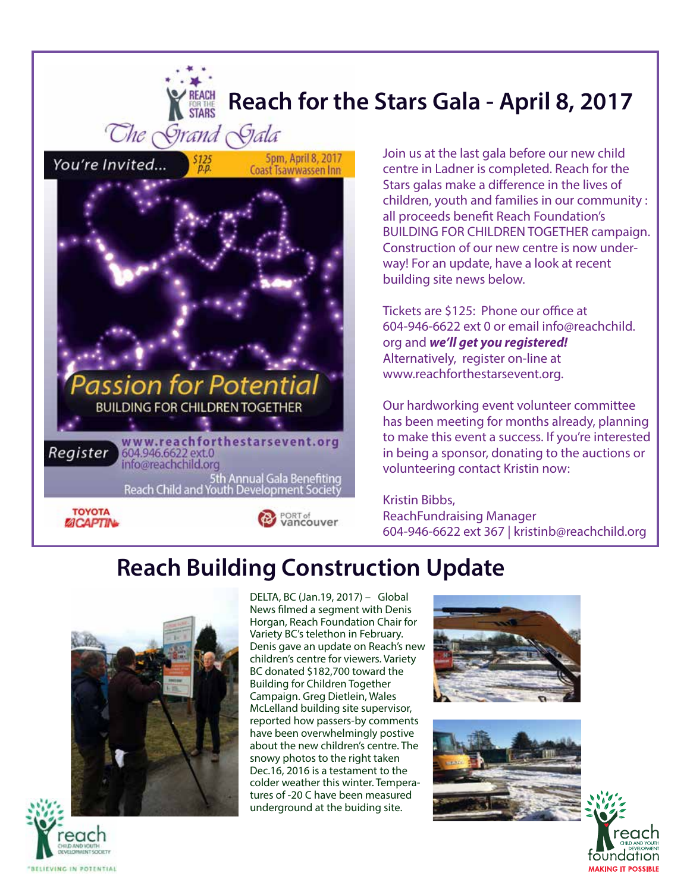# Reach for the Stars Gala - April 8, 2017

The Grand Gala

You're Invited... $125 p.p. 5pm, April 8, 2017 Coast Tsawwassen Inn

Passion for Potential

BUILDING FOR CHILDREN TOGETHER

Register www.reachforthestarsevent.org 604.946.6622 ext.0 info@reachchild.org

5th Annual Gala Benefiting Reach Child and Youth Development Society

TOYOTA CAPTIN

PORT of vancouver

Join us at the last gala before our new child centre in Ladner is completed. Reach for the Stars galas make a difference in the lives of children, youth and families in our community : all proceeds benefit Reach Foundation's BUILDING FOR CHILDREN TOGETHER campaign. Construction of our new centre is now underway! For an update, have a look at recent building site news below.

Tickets are $125: Phone our office at 604-946-6622 ext 0 or email info@reachchild.org and ***we'll get you registered!*** Alternatively, register on-line at www.reachforthestarsevent.org.

Our hardworking event volunteer committee has been meeting for months already, planning to make this event a success. If you're interested in being a sponsor, donating to the auctions or volunteering contact Kristin now:

Kristin Bibbs,
ReachFundraising Manager
604-946-6622 ext 367 | kristinb@reachchild.org

## Reach Building Construction Update

DELTA, BC (Jan.19, 2017) – Global News filmed a segment with Denis Horgan, Reach Foundation Chair for Variety BC's telethon in February. Denis gave an update on Reach's new children's centre for viewers. Variety BC donated $182,700 toward the Building for Children Together Campaign. Greg Dietlein, Wales McLelland building site supervisor, reported how passers-by comments have been overwhelmingly postive about the new children's centre. The snowy photos to the right taken Dec.16, 2016 is a testament to the colder weather this winter. Temperatures of -20 C have been measured underground at the buiding site.

reach CHILD AND YOUTH DEVELOPMENT SOCIETY "BELIEVING IN POTENTIAL

reach CHILD AND YOUTH DEVELOPMENT foundation MAKING IT POSSIBLE